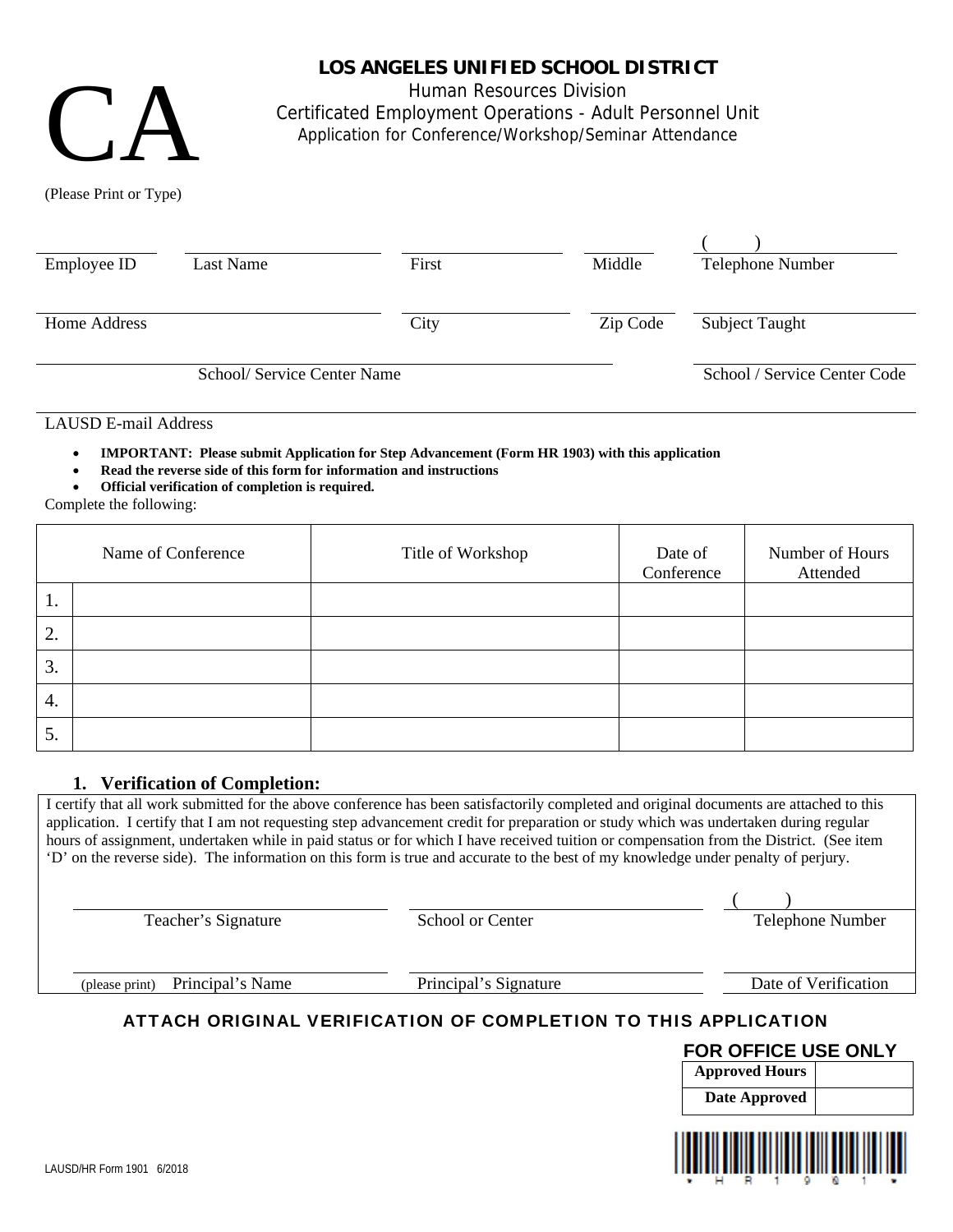# CA

## LOS ANGELES UNIFIED SCHOOL DISTRICT

Human Resources Division
Certificated Employment Operations - Adult Personnel Unit
Application for Conference/Workshop/Seminar Attendance

(Please Print or Type)

| Employee ID | Last Name | First | Middle | ( ) Telephone Number |
|---|---|---|---|---|
| | | | | |

| Home Address | City | Zip Code | Subject Taught |
|---|---|---|---|
| | | | |

| School/ Service Center Name | School / Service Center Code |
|---|---|
| | |

LAUSD E-mail Address

- **IMPORTANT: Please submit Application for Step Advancement (Form HR 1903) with this application**
- **Read the reverse side of this form for information and instructions**
- **Official verification of completion is required.**

Complete the following:

| | Name of Conference | Title of Workshop | Date of Conference | Number of Hours Attended |
|---|---|---|---|---|
| 1. | | | | |
| 2. | | | | |
| 3. | | | | |
| 4. | | | | |
| 5. | | | | |

### 1. Verification of Completion:

I certify that all work submitted for the above conference has been satisfactorily completed and original documents are attached to this application. I certify that I am not requesting step advancement credit for preparation or study which was undertaken during regular hours of assignment, undertaken while in paid status or for which I have received tuition or compensation from the District. (See item 'D' on the reverse side). The information on this form is true and accurate to the best of my knowledge under penalty of perjury.

| Teacher's Signature | School or Center | ( ) Telephone Number |
|---|---|---|
| | | |

| (please print) Principal's Name | Principal's Signature | Date of Verification |
|---|---|---|
| | | |

**ATTACH ORIGINAL VERIFICATION OF COMPLETION TO THIS APPLICATION**

**FOR OFFICE USE ONLY**

| **Approved Hours** | |
|---|---|
| **Date Approved** | |

LAUSD/HR Form 1901 6/2018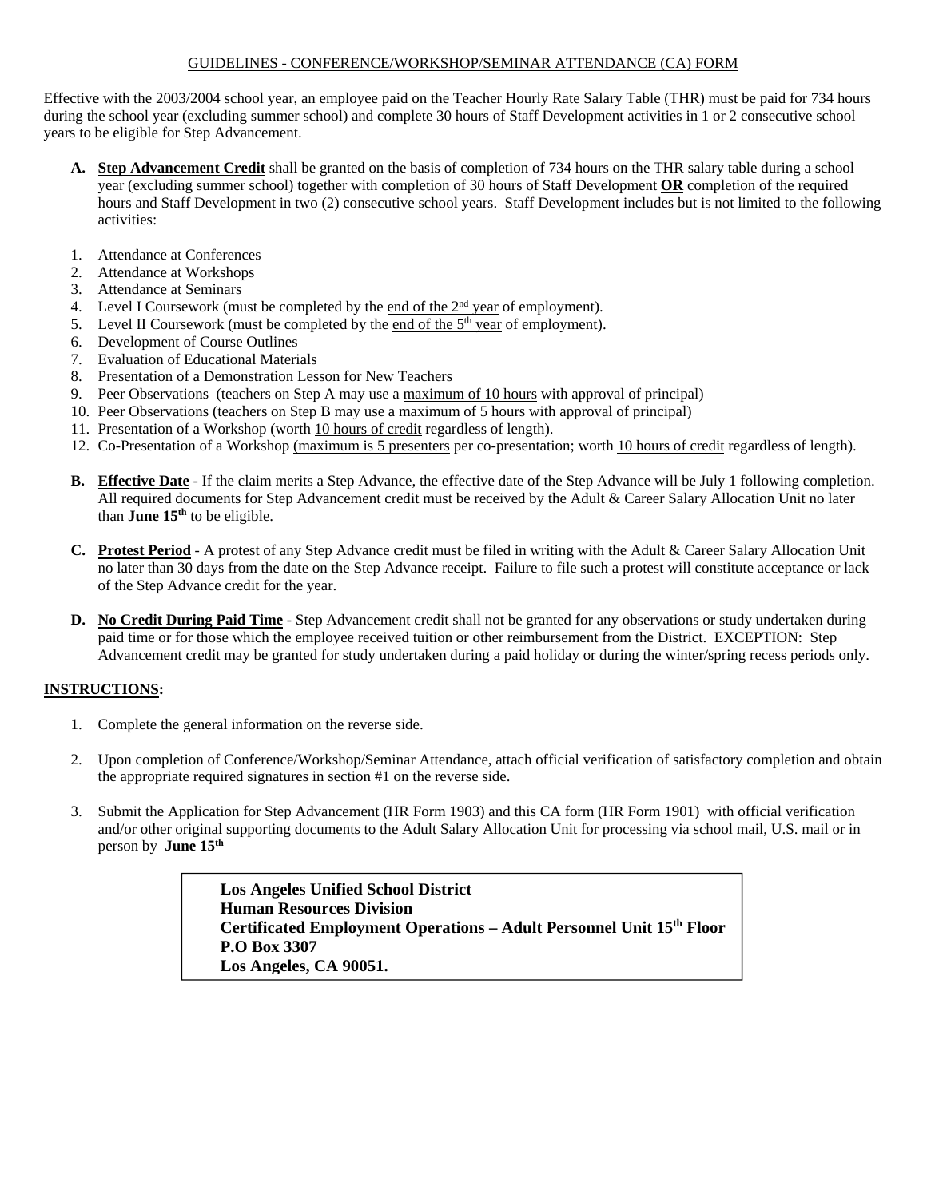# GUIDELINES - CONFERENCE/WORKSHOP/SEMINAR ATTENDANCE (CA) FORM

Effective with the 2003/2004 school year, an employee paid on the Teacher Hourly Rate Salary Table (THR) must be paid for 734 hours during the school year (excluding summer school) and complete 30 hours of Staff Development activities in 1 or 2 consecutive school years to be eligible for Step Advancement.

**A. Step Advancement Credit** shall be granted on the basis of completion of 734 hours on the THR salary table during a school year (excluding summer school) together with completion of 30 hours of Staff Development **OR** completion of the required hours and Staff Development in two (2) consecutive school years. Staff Development includes but is not limited to the following activities:

1. Attendance at Conferences
2. Attendance at Workshops
3. Attendance at Seminars
4. Level I Coursework (must be completed by the end of the 2nd year of employment).
5. Level II Coursework (must be completed by the end of the 5th year of employment).
6. Development of Course Outlines
7. Evaluation of Educational Materials
8. Presentation of a Demonstration Lesson for New Teachers
9. Peer Observations (teachers on Step A may use a maximum of 10 hours with approval of principal)
10. Peer Observations (teachers on Step B may use a maximum of 5 hours with approval of principal)
11. Presentation of a Workshop (worth 10 hours of credit regardless of length).
12. Co-Presentation of a Workshop (maximum is 5 presenters per co-presentation; worth 10 hours of credit regardless of length).

**B. Effective Date** - If the claim merits a Step Advance, the effective date of the Step Advance will be July 1 following completion. All required documents for Step Advancement credit must be received by the Adult & Career Salary Allocation Unit no later than **June 15th** to be eligible.

**C. Protest Period** - A protest of any Step Advance credit must be filed in writing with the Adult & Career Salary Allocation Unit no later than 30 days from the date on the Step Advance receipt. Failure to file such a protest will constitute acceptance or lack of the Step Advance credit for the year.

**D. No Credit During Paid Time** - Step Advancement credit shall not be granted for any observations or study undertaken during paid time or for those which the employee received tuition or other reimbursement from the District. EXCEPTION: Step Advancement credit may be granted for study undertaken during a paid holiday or during the winter/spring recess periods only.

**INSTRUCTIONS:**

1. Complete the general information on the reverse side.
2. Upon completion of Conference/Workshop/Seminar Attendance, attach official verification of satisfactory completion and obtain the appropriate required signatures in section #1 on the reverse side.
3. Submit the Application for Step Advancement (HR Form 1903) and this CA form (HR Form 1901) with official verification and/or other original supporting documents to the Adult Salary Allocation Unit for processing via school mail, U.S. mail or in person by **June 15th**

**Los Angeles Unified School District**
**Human Resources Division**
**Certificated Employment Operations – Adult Personnel Unit 15th Floor**
**P.O Box 3307**
**Los Angeles, CA 90051.**